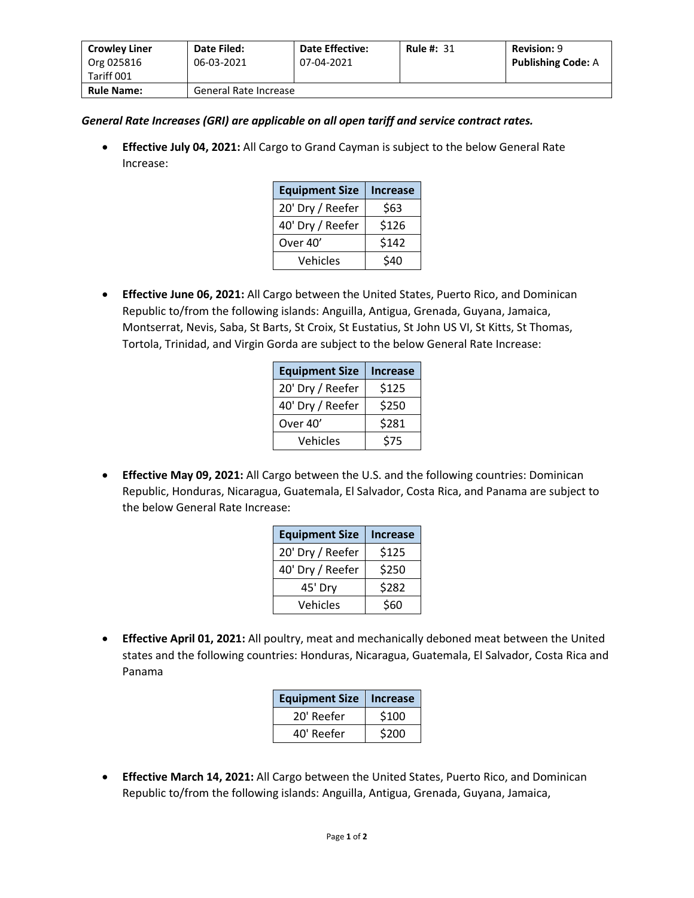| **Crowley Liner** Org 025816 Tariff 001 | **Date Filed:** 06-03-2021 | **Date Effective:** 07-04-2021 | **Rule #:** 31 | **Revision:** 9 **Publishing Code:** A |
|---|---|---|---|---|
| **Rule Name:** | General Rate Increase | | | |

***General Rate Increases (GRI) are applicable on all open tariff and service contract rates.***

- **Effective July 04, 2021:** All Cargo to Grand Cayman is subject to the below General Rate Increase:

| Equipment Size | Increase |
|---|---|
| 20' Dry / Reefer | $63 |
| 40' Dry / Reefer | $126 |
| Over 40’ | $142 |
| Vehicles | $40 |

- **Effective June 06, 2021:** All Cargo between the United States, Puerto Rico, and Dominican Republic to/from the following islands: Anguilla, Antigua, Grenada, Guyana, Jamaica, Montserrat, Nevis, Saba, St Barts, St Croix, St Eustatius, St John US VI, St Kitts, St Thomas, Tortola, Trinidad, and Virgin Gorda are subject to the below General Rate Increase:

| Equipment Size | Increase |
|---|---|
| 20' Dry / Reefer | $125 |
| 40' Dry / Reefer | $250 |
| Over 40’ | $281 |
| Vehicles | $75 |

- **Effective May 09, 2021:** All Cargo between the U.S. and the following countries: Dominican Republic, Honduras, Nicaragua, Guatemala, El Salvador, Costa Rica, and Panama are subject to the below General Rate Increase:

| Equipment Size | Increase |
|---|---|
| 20' Dry / Reefer | $125 |
| 40' Dry / Reefer | $250 |
| 45' Dry | $282 |
| Vehicles | $60 |

- **Effective April 01, 2021:** All poultry, meat and mechanically deboned meat between the United states and the following countries: Honduras, Nicaragua, Guatemala, El Salvador, Costa Rica and Panama

| Equipment Size | Increase |
|---|---|
| 20' Reefer | $100 |
| 40' Reefer | $200 |

- **Effective March 14, 2021:** All Cargo between the United States, Puerto Rico, and Dominican Republic to/from the following islands: Anguilla, Antigua, Grenada, Guyana, Jamaica,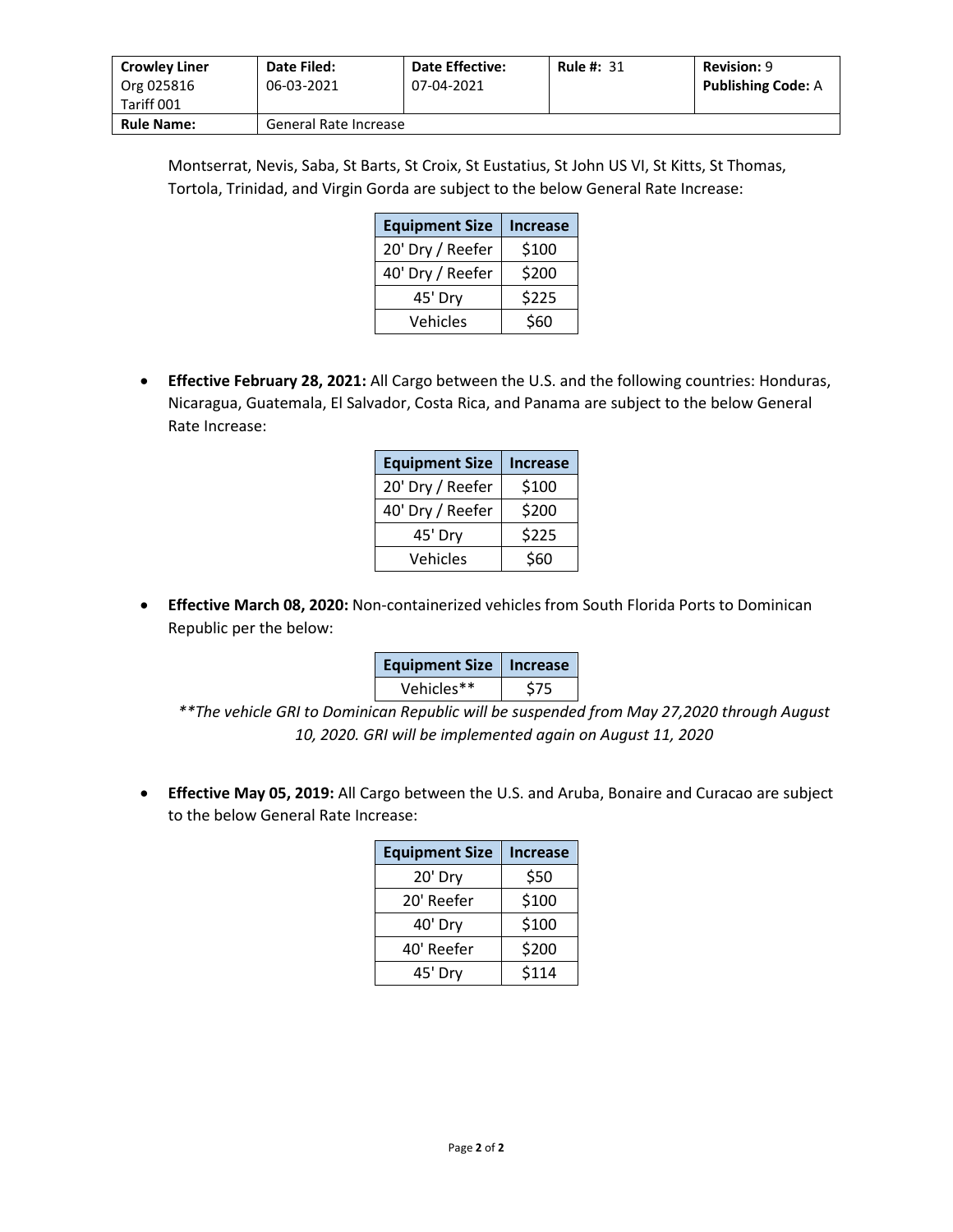| Crowley Liner Org 025816 Tariff 001 | Date Filed: 06-03-2021 | Date Effective: 07-04-2021 | Rule #: 31 | Revision: 9 Publishing Code: A |
|---|---|---|---|---|
| **Rule Name:** | General Rate Increase | | | |

Montserrat, Nevis, Saba, St Barts, St Croix, St Eustatius, St John US VI, St Kitts, St Thomas, Tortola, Trinidad, and Virgin Gorda are subject to the below General Rate Increase:

| Equipment Size | Increase |
|---|---|
| 20' Dry / Reefer | $100 |
| 40' Dry / Reefer | $200 |
| 45' Dry | $225 |
| Vehicles | $60 |

- **Effective February 28, 2021:** All Cargo between the U.S. and the following countries: Honduras, Nicaragua, Guatemala, El Salvador, Costa Rica, and Panama are subject to the below General Rate Increase:

| Equipment Size | Increase |
|---|---|
| 20' Dry / Reefer | $100 |
| 40' Dry / Reefer | $200 |
| 45' Dry | $225 |
| Vehicles | $60 |

- **Effective March 08, 2020:** Non-containerized vehicles from South Florida Ports to Dominican Republic per the below:

| Equipment Size | Increase |
|---|---|
| Vehicles** | $75 |

*\*\*The vehicle GRI to Dominican Republic will be suspended from May 27,2020 through August 10, 2020. GRI will be implemented again on August 11, 2020*

- **Effective May 05, 2019:** All Cargo between the U.S. and Aruba, Bonaire and Curacao are subject to the below General Rate Increase:

| Equipment Size | Increase |
|---|---|
| 20' Dry | $50 |
| 20' Reefer | $100 |
| 40' Dry | $100 |
| 40' Reefer | $200 |
| 45' Dry | $114 |